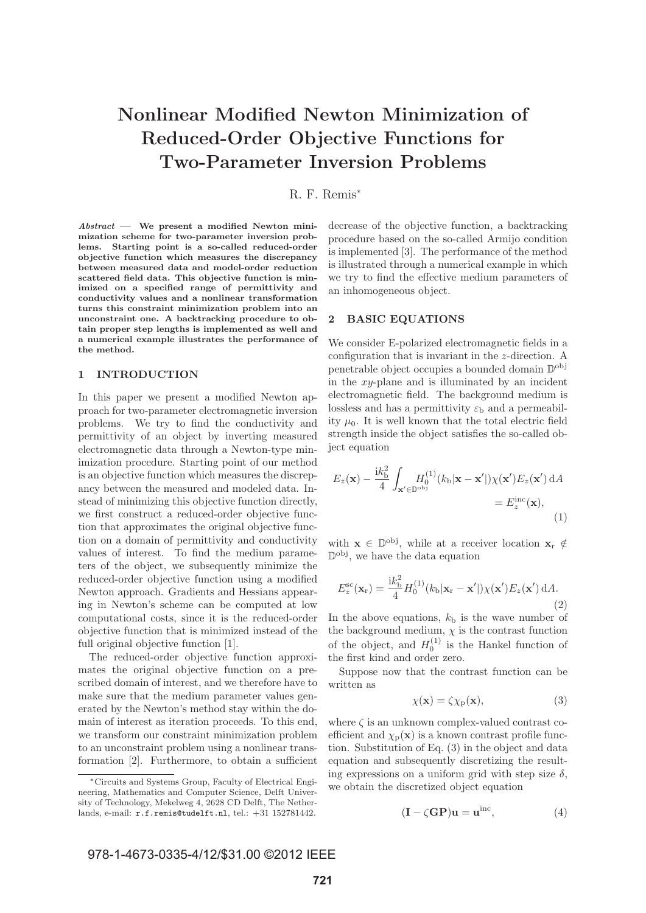# Nonlinear Modified Newton Minimization of Reduced-Order Objective Functions for Two-Parameter Inversion Problems

R. F. Remis*

***Abstract* — We present a modified Newton minimization scheme for two-parameter inversion problems. Starting point is a so-called reduced-order objective function which measures the discrepancy between measured data and model-order reduction scattered field data. This objective function is minimized on a specified range of permittivity and conductivity values and a nonlinear transformation turns this constraint minimization problem into an unconstraint one. A backtracking procedure to obtain proper step lengths is implemented as well and a numerical example illustrates the performance of the method.**

## 1 INTRODUCTION

In this paper we present a modified Newton approach for two-parameter electromagnetic inversion problems. We try to find the conductivity and permittivity of an object by inverting measured electromagnetic data through a Newton-type minimization procedure. Starting point of our method is an objective function which measures the discrepancy between the measured and modeled data. Instead of minimizing this objective function directly, we first construct a reduced-order objective function that approximates the original objective function on a domain of permittivity and conductivity values of interest. To find the medium parameters of the object, we subsequently minimize the reduced-order objective function using a modified Newton approach. Gradients and Hessians appearing in Newton's scheme can be computed at low computational costs, since it is the reduced-order objective function that is minimized instead of the full original objective function [1].

The reduced-order objective function approximates the original objective function on a prescribed domain of interest, and we therefore have to make sure that the medium parameter values generated by the Newton's method stay within the domain of interest as iteration proceeds. To this end, we transform our constraint minimization problem to an unconstraint problem using a nonlinear transformation [2]. Furthermore, to obtain a sufficient decrease of the objective function, a backtracking procedure based on the so-called Armijo condition is implemented [3]. The performance of the method is illustrated through a numerical example in which we try to find the effective medium parameters of an inhomogeneous object.

## 2 BASIC EQUATIONS

We consider E-polarized electromagnetic fields in a configuration that is invariant in the $z$-direction. A penetrable object occupies a bounded domain $\mathbb{D}^{\mathrm{obj}}$ in the $xy$-plane and is illuminated by an incident electromagnetic field. The background medium is lossless and has a permittivity $\varepsilon_{\mathrm{b}}$ and a permeability $\mu_0$. It is well known that the total electric field strength inside the object satisfies the so-called object equation

$$E_z(\mathbf{x}) - \frac{\mathrm{i}k_{\mathrm{b}}^2}{4}\int_{\mathbf{x}'\in\mathbb{D}^{\mathrm{obj}}} H_0^{(1)}(k_{\mathrm{b}}|\mathbf{x}-\mathbf{x}'|)\chi(\mathbf{x}')E_z(\mathbf{x}')\,\mathrm{d}A = E_z^{\mathrm{inc}}(\mathbf{x}), \tag{1}$$

with $\mathbf{x} \in \mathbb{D}^{\mathrm{obj}}$, while at a receiver location $\mathbf{x}_{\mathrm{r}} \notin \mathbb{D}^{\mathrm{obj}}$, we have the data equation

$$E_z^{\mathrm{sc}}(\mathbf{x}_{\mathrm{r}}) = \frac{\mathrm{i}k_{\mathrm{b}}^2}{4} H_0^{(1)}(k_{\mathrm{b}}|\mathbf{x}_{\mathrm{r}}-\mathbf{x}'|)\chi(\mathbf{x}')E_z(\mathbf{x}')\,\mathrm{d}A. \tag{2}$$

In the above equations, $k_{\mathrm{b}}$ is the wave number of the background medium, $\chi$ is the contrast function of the object, and $H_0^{(1)}$ is the Hankel function of the first kind and order zero.

Suppose now that the contrast function can be written as

$$\chi(\mathbf{x}) = \zeta\chi_{\mathrm{p}}(\mathbf{x}), \tag{3}$$

where $\zeta$ is an unknown complex-valued contrast coefficient and $\chi_{\mathrm{p}}(\mathbf{x})$ is a known contrast profile function. Substitution of Eq. (3) in the object and data equation and subsequently discretizing the resulting expressions on a uniform grid with step size $\delta$, we obtain the discretized object equation

$$(\mathbf{I} - \zeta\mathbf{G}\mathbf{P})\mathbf{u} = \mathbf{u}^{\mathrm{inc}}, \tag{4}$$

*Circuits and Systems Group, Faculty of Electrical Engineering, Mathematics and Computer Science, Delft University of Technology, Mekelweg 4, 2628 CD Delft, The Netherlands, e-mail: r.f.remis@tudelft.nl, tel.: +31 152781442.

978-1-4673-0335-4/12/$31.00 ©2012 IEEE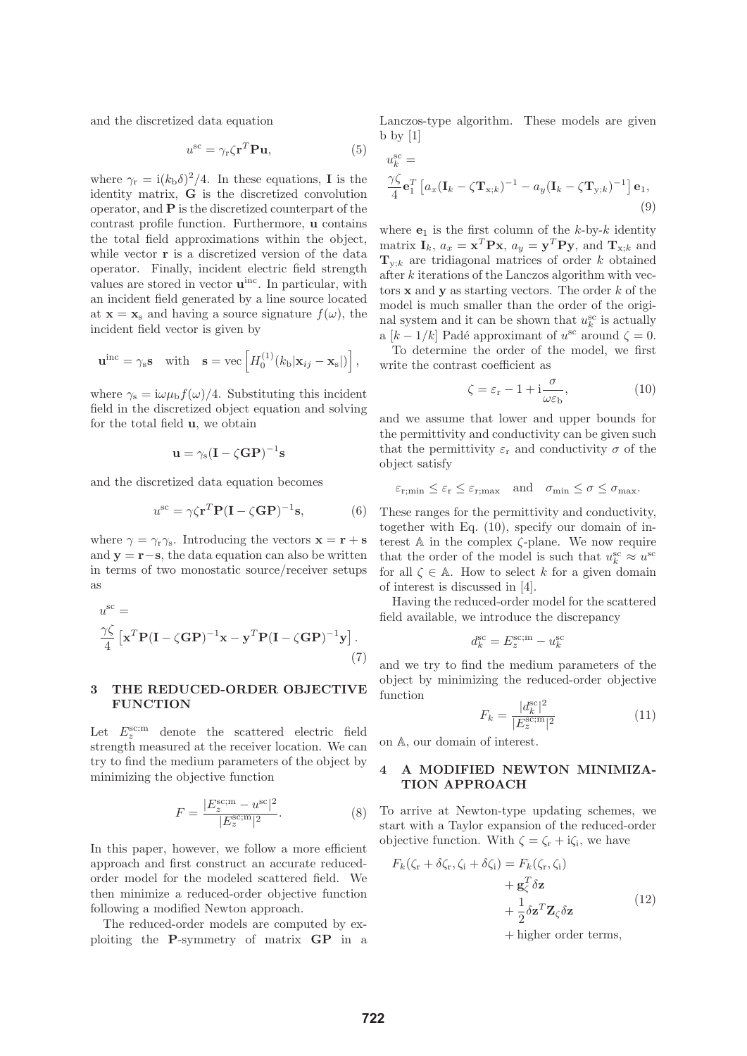and the discretized data equation

$$u^{\mathrm{sc}} = \gamma_{\mathrm{r}} \zeta \mathbf{r}^T \mathbf{P} \mathbf{u}, \tag{5}$$

where $\gamma_{\mathrm{r}} = \mathrm{i}(k_{\mathrm{b}}\delta)^2/4$. In these equations, $\mathbf{I}$ is the identity matrix, $\mathbf{G}$ is the discretized convolution operator, and $\mathbf{P}$ is the discretized counterpart of the contrast profile function. Furthermore, $\mathbf{u}$ contains the total field approximations within the object, while vector $\mathbf{r}$ is a discretized version of the data operator. Finally, incident electric field strength values are stored in vector $\mathbf{u}^{\mathrm{inc}}$. In particular, with an incident field generated by a line source located at $\mathbf{x} = \mathbf{x}_{\mathrm{s}}$ and having a source signature $f(\omega)$, the incident field vector is given by

$$\mathbf{u}^{\mathrm{inc}} = \gamma_{\mathrm{s}} \mathbf{s} \quad \text{with} \quad \mathbf{s} = \mathrm{vec}\left[ H_0^{(1)}(k_{\mathrm{b}}|\mathbf{x}_{ij} - \mathbf{x}_{\mathrm{s}}|) \right],$$

where $\gamma_{\mathrm{s}} = \mathrm{i}\omega\mu_{\mathrm{b}} f(\omega)/4$. Substituting this incident field in the discretized object equation and solving for the total field $\mathbf{u}$, we obtain

$$\mathbf{u} = \gamma_{\mathrm{s}} (\mathbf{I} - \zeta \mathbf{G}\mathbf{P})^{-1} \mathbf{s}$$

and the discretized data equation becomes

$$u^{\mathrm{sc}} = \gamma \zeta \mathbf{r}^T \mathbf{P} (\mathbf{I} - \zeta \mathbf{G}\mathbf{P})^{-1} \mathbf{s}, \tag{6}$$

where $\gamma = \gamma_{\mathrm{r}} \gamma_{\mathrm{s}}$. Introducing the vectors $\mathbf{x} = \mathbf{r} + \mathbf{s}$ and $\mathbf{y} = \mathbf{r} - \mathbf{s}$, the data equation can also be written in terms of two monostatic source/receiver setups as

$$u^{\mathrm{sc}} = \frac{\gamma\zeta}{4} \left[ \mathbf{x}^T \mathbf{P} (\mathbf{I} - \zeta \mathbf{G}\mathbf{P})^{-1} \mathbf{x} - \mathbf{y}^T \mathbf{P} (\mathbf{I} - \zeta \mathbf{G}\mathbf{P})^{-1} \mathbf{y} \right]. \tag{7}$$

## 3 THE REDUCED-ORDER OBJECTIVE FUNCTION

Let $E_z^{\mathrm{sc;m}}$ denote the scattered electric field strength measured at the receiver location. We can try to find the medium parameters of the object by minimizing the objective function

$$F = \frac{|E_z^{\mathrm{sc;m}} - u^{\mathrm{sc}}|^2}{|E_z^{\mathrm{sc;m}}|^2}. \tag{8}$$

In this paper, however, we follow a more efficient approach and first construct an accurate reduced-order model for the modeled scattered field. We then minimize a reduced-order objective function following a modified Newton approach.

The reduced-order models are computed by exploiting the $\mathbf{P}$-symmetry of matrix $\mathbf{G}\mathbf{P}$ in a Lanczos-type algorithm. These models are given b by [1]

$$u_k^{\mathrm{sc}} = \frac{\gamma\zeta}{4} \mathbf{e}_1^T \left[ a_x (\mathbf{I}_k - \zeta \mathbf{T}_{\mathrm{x};k})^{-1} - a_y (\mathbf{I}_k - \zeta \mathbf{T}_{\mathrm{y};k})^{-1} \right] \mathbf{e}_1, \tag{9}$$

where $\mathbf{e}_1$ is the first column of the $k$-by-$k$ identity matrix $\mathbf{I}_k$, $a_x = \mathbf{x}^T \mathbf{P} \mathbf{x}$, $a_y = \mathbf{y}^T \mathbf{P} \mathbf{y}$, and $\mathbf{T}_{\mathrm{x};k}$ and $\mathbf{T}_{\mathrm{y};k}$ are tridiagonal matrices of order $k$ obtained after $k$ iterations of the Lanczos algorithm with vectors $\mathbf{x}$ and $\mathbf{y}$ as starting vectors. The order $k$ of the model is much smaller than the order of the original system and it can be shown that $u_k^{\mathrm{sc}}$ is actually a $[k-1/k]$ Padé approximant of $u^{\mathrm{sc}}$ around $\zeta = 0$.

To determine the order of the model, we first write the contrast coefficient as

$$\zeta = \varepsilon_{\mathrm{r}} - 1 + \mathrm{i}\frac{\sigma}{\omega\varepsilon_{\mathrm{b}}}, \tag{10}$$

and we assume that lower and upper bounds for the permittivity and conductivity can be given such that the permittivity $\varepsilon_{\mathrm{r}}$ and conductivity $\sigma$ of the object satisfy

$$\varepsilon_{\mathrm{r;min}} \leq \varepsilon_{\mathrm{r}} \leq \varepsilon_{\mathrm{r;max}} \quad \text{and} \quad \sigma_{\mathrm{min}} \leq \sigma \leq \sigma_{\mathrm{max}}.$$

These ranges for the permittivity and conductivity, together with Eq. (10), specify our domain of interest $\mathbb{A}$ in the complex $\zeta$-plane. We now require that the order of the model is such that $u_k^{\mathrm{sc}} \approx u^{\mathrm{sc}}$ for all $\zeta \in \mathbb{A}$. How to select $k$ for a given domain of interest is discussed in [4].

Having the reduced-order model for the scattered field available, we introduce the discrepancy

$$d_k^{\mathrm{sc}} = E_z^{\mathrm{sc;m}} - u_k^{\mathrm{sc}}$$

and we try to find the medium parameters of the object by minimizing the reduced-order objective function

$$F_k = \frac{|d_k^{\mathrm{sc}}|^2}{|E_z^{\mathrm{sc;m}}|^2} \tag{11}$$

on $\mathbb{A}$, our domain of interest.

## 4 A MODIFIED NEWTON MINIMIZATION APPROACH

To arrive at Newton-type updating schemes, we start with a Taylor expansion of the reduced-order objective function. With $\zeta = \zeta_{\mathrm{r}} + \mathrm{i}\zeta_{\mathrm{i}}$, we have

$$\begin{aligned} F_k(\zeta_{\mathrm{r}} + \delta\zeta_{\mathrm{r}}, \zeta_{\mathrm{i}} + \delta\zeta_{\mathrm{i}}) = {} & F_k(\zeta_{\mathrm{r}}, \zeta_{\mathrm{i}}) \\ & + \mathbf{g}_\zeta^T \delta\mathbf{z} \\ & + \frac{1}{2} \delta\mathbf{z}^T \mathbf{Z}_\zeta \delta\mathbf{z} \\ & + \text{higher order terms,} \end{aligned} \tag{12}$$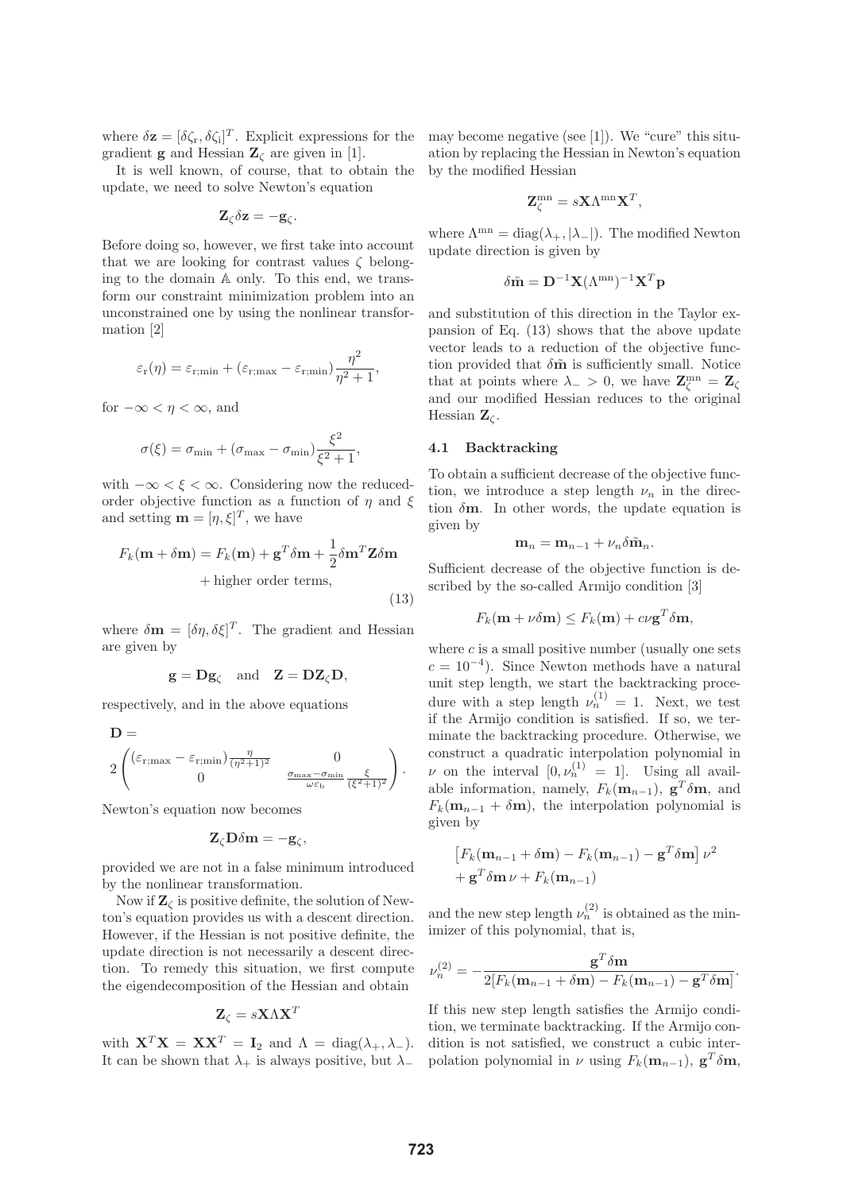where $\delta \mathbf{z} = [\delta\zeta_{\rm r}, \delta\zeta_{\rm i}]^T$. Explicit expressions for the gradient $\mathbf{g}$ and Hessian $\mathbf{Z}_\zeta$ are given in [1].

It is well known, of course, that to obtain the update, we need to solve Newton's equation

$$\mathbf{Z}_\zeta \delta \mathbf{z} = -\mathbf{g}_\zeta.$$

Before doing so, however, we first take into account that we are looking for contrast values $\zeta$ belonging to the domain $\mathbb{A}$ only. To this end, we transform our constraint minimization problem into an unconstrained one by using the nonlinear transformation [2]

$$\varepsilon_{\rm r}(\eta) = \varepsilon_{\rm r;min} + (\varepsilon_{\rm r;max} - \varepsilon_{\rm r;min})\frac{\eta^2}{\eta^2+1},$$

for $-\infty < \eta < \infty$, and

$$\sigma(\xi) = \sigma_{\rm min} + (\sigma_{\rm max} - \sigma_{\rm min})\frac{\xi^2}{\xi^2+1},$$

with $-\infty < \xi < \infty$. Considering now the reduced-order objective function as a function of $\eta$ and $\xi$ and setting $\mathbf{m} = [\eta, \xi]^T$, we have

$$F_k(\mathbf{m} + \delta\mathbf{m}) = F_k(\mathbf{m}) + \mathbf{g}^T\delta\mathbf{m} + \frac{1}{2}\delta\mathbf{m}^T\mathbf{Z}\delta\mathbf{m} + \text{higher order terms}, \tag{13}$$

where $\delta\mathbf{m} = [\delta\eta, \delta\xi]^T$. The gradient and Hessian are given by

$$\mathbf{g} = \mathbf{D}\mathbf{g}_\zeta \quad \text{and} \quad \mathbf{Z} = \mathbf{D}\mathbf{Z}_\zeta\mathbf{D},$$

respectively, and in the above equations

$$\mathbf{D} = 2\begin{pmatrix} (\varepsilon_{\rm r;max} - \varepsilon_{\rm r;min})\frac{\eta}{(\eta^2+1)^2} & 0 \\ 0 & \frac{\sigma_{\rm max}-\sigma_{\rm min}}{\omega\varepsilon_{\rm b}}\frac{\xi}{(\xi^2+1)^2} \end{pmatrix}.$$

Newton's equation now becomes

$$\mathbf{Z}_\zeta\mathbf{D}\delta\mathbf{m} = -\mathbf{g}_\zeta,$$

provided we are not in a false minimum introduced by the nonlinear transformation.

Now if $\mathbf{Z}_\zeta$ is positive definite, the solution of Newton's equation provides us with a descent direction. However, if the Hessian is not positive definite, the update direction is not necessarily a descent direction. To remedy this situation, we first compute the eigendecomposition of the Hessian and obtain

$$\mathbf{Z}_\zeta = s\mathbf{X}\Lambda\mathbf{X}^T$$

with $\mathbf{X}^T\mathbf{X} = \mathbf{X}\mathbf{X}^T = \mathbf{I}_2$ and $\Lambda = \text{diag}(\lambda_+, \lambda_-)$. It can be shown that $\lambda_+$ is always positive, but $\lambda_-$ may become negative (see [1]). We "cure" this situation by replacing the Hessian in Newton's equation by the modified Hessian

$$\mathbf{Z}_\zeta^{\rm mn} = s\mathbf{X}\Lambda^{\rm mn}\mathbf{X}^T,$$

where $\Lambda^{\rm mn} = \text{diag}(\lambda_+, |\lambda_-|)$. The modified Newton update direction is given by

$$\delta\tilde{\mathbf{m}} = \mathbf{D}^{-1}\mathbf{X}(\Lambda^{\rm mn})^{-1}\mathbf{X}^T\mathbf{p}$$

and substitution of this direction in the Taylor expansion of Eq. (13) shows that the above update vector leads to a reduction of the objective function provided that $\delta\tilde{\mathbf{m}}$ is sufficiently small. Notice that at points where $\lambda_- > 0$, we have $\mathbf{Z}_\zeta^{\rm mn} = \mathbf{Z}_\zeta$ and our modified Hessian reduces to the original Hessian $\mathbf{Z}_\zeta$.

### 4.1 Backtracking

To obtain a sufficient decrease of the objective function, we introduce a step length $\nu_n$ in the direction $\delta\mathbf{m}$. In other words, the update equation is given by

$$\mathbf{m}_n = \mathbf{m}_{n-1} + \nu_n\delta\tilde{\mathbf{m}}_n.$$

Sufficient decrease of the objective function is described by the so-called Armijo condition [3]

$$F_k(\mathbf{m} + \nu\delta\mathbf{m}) \le F_k(\mathbf{m}) + c\nu\mathbf{g}^T\delta\mathbf{m},$$

where $c$ is a small positive number (usually one sets $c = 10^{-4}$). Since Newton methods have a natural unit step length, we start the backtracking procedure with a step length $\nu_n^{(1)} = 1$. Next, we test if the Armijo condition is satisfied. If so, we terminate the backtracking procedure. Otherwise, we construct a quadratic interpolation polynomial in $\nu$ on the interval $[0, \nu_n^{(1)} = 1]$. Using all available information, namely, $F_k(\mathbf{m}_{n-1})$, $\mathbf{g}^T\delta\mathbf{m}$, and $F_k(\mathbf{m}_{n-1} + \delta\mathbf{m})$, the interpolation polynomial is given by

$$\left[F_k(\mathbf{m}_{n-1} + \delta\mathbf{m}) - F_k(\mathbf{m}_{n-1}) - \mathbf{g}^T\delta\mathbf{m}\right]\nu^2 + \mathbf{g}^T\delta\mathbf{m}\,\nu + F_k(\mathbf{m}_{n-1})$$

and the new step length $\nu_n^{(2)}$ is obtained as the minimizer of this polynomial, that is,

$$\nu_n^{(2)} = -\frac{\mathbf{g}^T\delta\mathbf{m}}{2[F_k(\mathbf{m}_{n-1} + \delta\mathbf{m}) - F_k(\mathbf{m}_{n-1}) - \mathbf{g}^T\delta\mathbf{m}]}.$$

If this new step length satisfies the Armijo condition, we terminate backtracking. If the Armijo condition is not satisfied, we construct a cubic interpolation polynomial in $\nu$ using $F_k(\mathbf{m}_{n-1})$, $\mathbf{g}^T\delta\mathbf{m}$,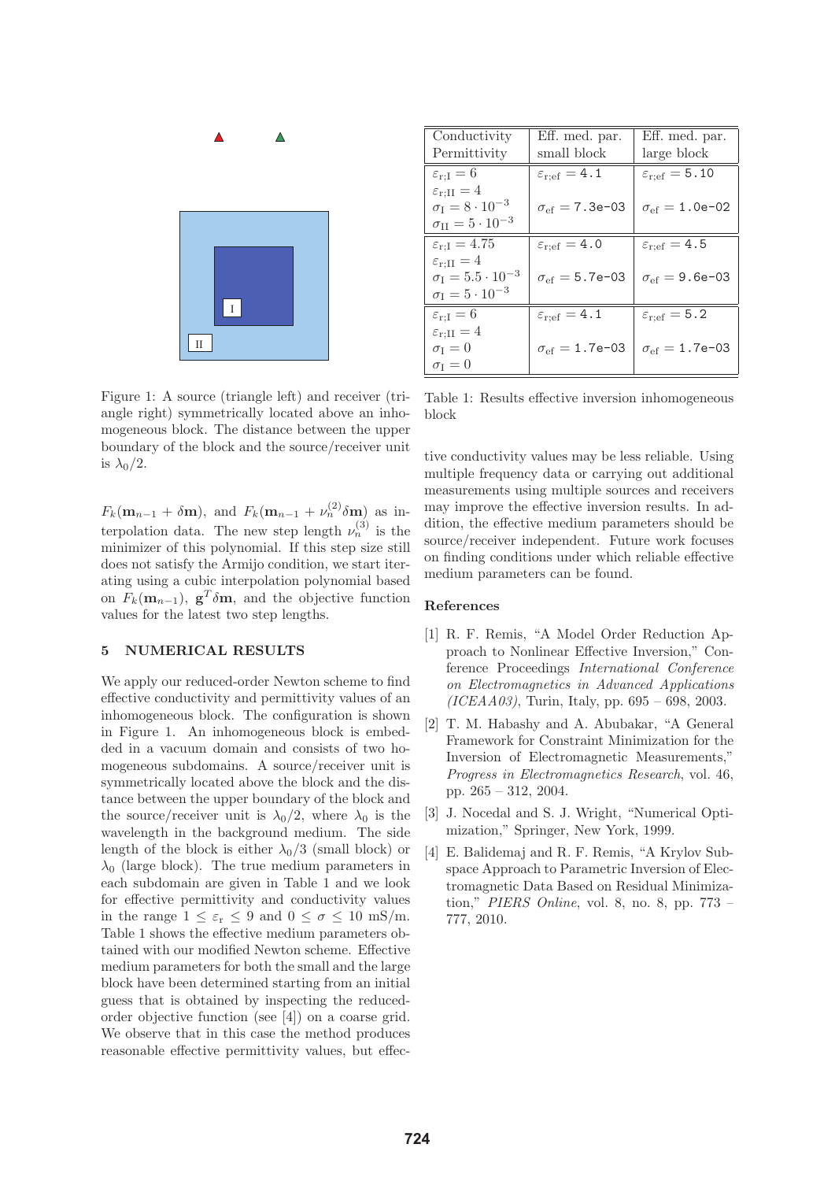I

II

Figure 1: A source (triangle left) and receiver (triangle right) symmetrically located above an inhomogeneous block. The distance between the upper boundary of the block and the source/receiver unit is $\lambda_0/2$.

$F_k(\mathbf{m}_{n-1} + \delta\mathbf{m})$, and $F_k(\mathbf{m}_{n-1} + \nu_n^{(2)}\delta\mathbf{m})$ as interpolation data. The new step length $\nu_n^{(3)}$ is the minimizer of this polynomial. If this step size still does not satisfy the Armijo condition, we start iterating using a cubic interpolation polynomial based on $F_k(\mathbf{m}_{n-1})$, $\mathbf{g}^T\delta\mathbf{m}$, and the objective function values for the latest two step lengths.

## 5 NUMERICAL RESULTS

We apply our reduced-order Newton scheme to find effective conductivity and permittivity values of an inhomogeneous block. The configuration is shown in Figure 1. An inhomogeneous block is embedded in a vacuum domain and consists of two homogeneous subdomains. A source/receiver unit is symmetrically located above the block and the distance between the upper boundary of the block and the source/receiver unit is $\lambda_0/2$, where $\lambda_0$ is the wavelength in the background medium. The side length of the block is either $\lambda_0/3$ (small block) or $\lambda_0$ (large block). The true medium parameters in each subdomain are given in Table 1 and we look for effective permittivity and conductivity values in the range $1 \le \varepsilon_r \le 9$ and $0 \le \sigma \le 10$ mS/m. Table 1 shows the effective medium parameters obtained with our modified Newton scheme. Effective medium parameters for both the small and the large block have been determined starting from an initial guess that is obtained by inspecting the reduced-order objective function (see [4]) on a coarse grid. We observe that in this case the method produces reasonable effective permittivity values, but effective conductivity values may be less reliable. Using multiple frequency data or carrying out additional measurements using multiple sources and receivers may improve the effective inversion results. In addition, the effective medium parameters should be source/receiver independent. Future work focuses on finding conditions under which reliable effective medium parameters can be found.

| Conductivity Permittivity | Eff. med. par. small block | Eff. med. par. large block |
|---|---|---|
| $\varepsilon_{\mathrm{r;I}} = 6$ <br> $\varepsilon_{\mathrm{r;II}} = 4$ <br> $\sigma_{\mathrm{I}} = 8 \cdot 10^{-3}$ <br> $\sigma_{\mathrm{II}} = 5 \cdot 10^{-3}$ | $\varepsilon_{\mathrm{r;ef}} = 4.1$ <br> $\sigma_{\mathrm{ef}} = 7.3\text{e-}03$ | $\varepsilon_{\mathrm{r;ef}} = 5.10$ <br> $\sigma_{\mathrm{ef}} = 1.0\text{e-}02$ |
| $\varepsilon_{\mathrm{r;I}} = 4.75$ <br> $\varepsilon_{\mathrm{r;II}} = 4$ <br> $\sigma_{\mathrm{I}} = 5.5 \cdot 10^{-3}$ <br> $\sigma_{\mathrm{I}} = 5 \cdot 10^{-3}$ | $\varepsilon_{\mathrm{r;ef}} = 4.0$ <br> $\sigma_{\mathrm{ef}} = 5.7\text{e-}03$ | $\varepsilon_{\mathrm{r;ef}} = 4.5$ <br> $\sigma_{\mathrm{ef}} = 9.6\text{e-}03$ |
| $\varepsilon_{\mathrm{r;I}} = 6$ <br> $\varepsilon_{\mathrm{r;II}} = 4$ <br> $\sigma_{\mathrm{I}} = 0$ <br> $\sigma_{\mathrm{I}} = 0$ | $\varepsilon_{\mathrm{r;ef}} = 4.1$ <br> $\sigma_{\mathrm{ef}} = 1.7\text{e-}03$ | $\varepsilon_{\mathrm{r;ef}} = 5.2$ <br> $\sigma_{\mathrm{ef}} = 1.7\text{e-}03$ |

Table 1: Results effective inversion inhomogeneous block

## References

[1] R. F. Remis, "A Model Order Reduction Approach to Nonlinear Effective Inversion," Conference Proceedings *International Conference on Electromagnetics in Advanced Applications (ICEAA03)*, Turin, Italy, pp. 695 – 698, 2003.

[2] T. M. Habashy and A. Abubakar, "A General Framework for Constraint Minimization for the Inversion of Electromagnetic Measurements," *Progress in Electromagnetics Research*, vol. 46, pp. 265 – 312, 2004.

[3] J. Nocedal and S. J. Wright, "Numerical Optimization," Springer, New York, 1999.

[4] E. Balidemaj and R. F. Remis, "A Krylov Subspace Approach to Parametric Inversion of Electromagnetic Data Based on Residual Minimization," *PIERS Online*, vol. 8, no. 8, pp. 773 – 777, 2010.